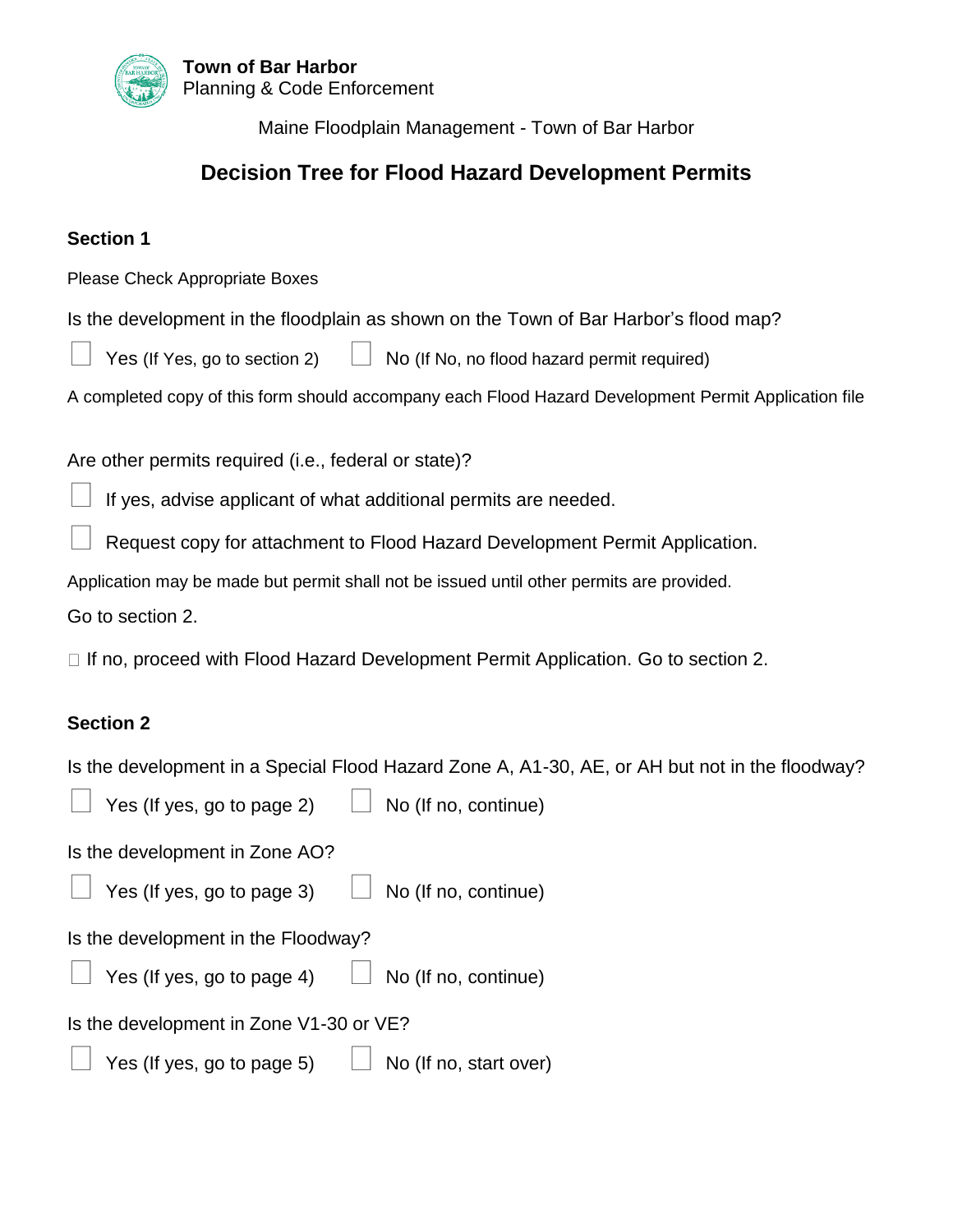**Town of Bar Harbor**
Planning & Code Enforcement

Maine Floodplain Management - Town of Bar Harbor

# Decision Tree for Flood Hazard Development Permits

## Section 1

Please Check Appropriate Boxes

Is the development in the floodplain as shown on the Town of Bar Harbor's flood map?

☐ Yes (If Yes, go to section 2) ☐ No (If No, no flood hazard permit required)

A completed copy of this form should accompany each Flood Hazard Development Permit Application file

Are other permits required (i.e., federal or state)?

☐ If yes, advise applicant of what additional permits are needed.

☐ Request copy for attachment to Flood Hazard Development Permit Application.

Application may be made but permit shall not be issued until other permits are provided.

Go to section 2.

☐ If no, proceed with Flood Hazard Development Permit Application. Go to section 2.

## Section 2

Is the development in a Special Flood Hazard Zone A, A1-30, AE, or AH but not in the floodway?

☐ Yes (If yes, go to page 2) ☐ No (If no, continue)

Is the development in Zone AO?

☐ Yes (If yes, go to page 3) ☐ No (If no, continue)

Is the development in the Floodway?

☐ Yes (If yes, go to page 4) ☐ No (If no, continue)

Is the development in Zone V1-30 or VE?

☐ Yes (If yes, go to page 5) ☐ No (If no, start over)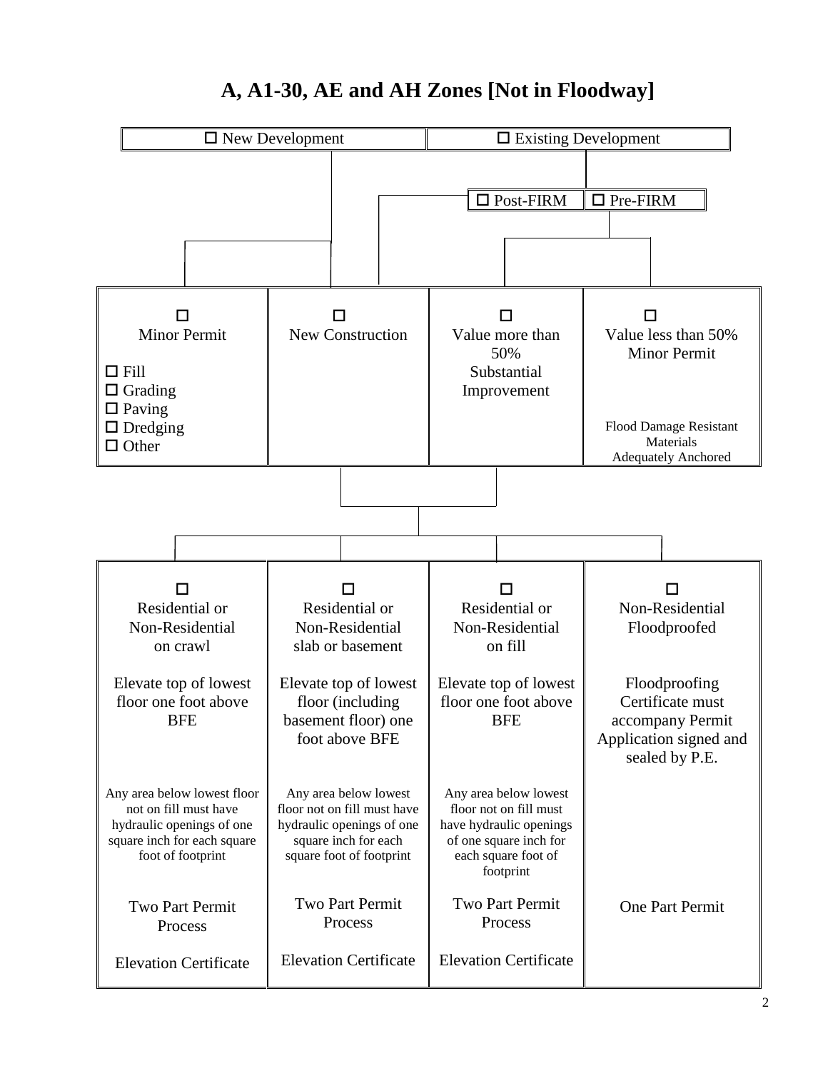# A, A1-30, AE and AH Zones [Not in Floodway]

☐ New Development

☐ Existing Development

- ☐ Post-FIRM
- ☐ Pre-FIRM

| ☐ Minor Permit | ☐ New Construction | ☐ Value more than 50% Substantial Improvement | ☐ Value less than 50% Minor Permit |
|---|---|---|---|
| ☐ Fill<br>☐ Grading<br>☐ Paving<br>☐ Dredging<br>☐ Other | | | Flood Damage Resistant Materials<br>Adequately Anchored |

| ☐ Residential or Non-Residential on crawl | ☐ Residential or Non-Residential slab or basement | ☐ Residential or Non-Residential on fill | ☐ Non-Residential Floodproofed |
|---|---|---|---|
| Elevate top of lowest floor one foot above BFE | Elevate top of lowest floor (including basement floor) one foot above BFE | Elevate top of lowest floor one foot above BFE | Floodproofing Certificate must accompany Permit Application signed and sealed by P.E. |
| Any area below lowest floor not on fill must have hydraulic openings of one square inch for each square foot of footprint | Any area below lowest floor not on fill must have hydraulic openings of one square inch for each square foot of footprint | Any area below lowest floor not on fill must have hydraulic openings of one square inch for each square foot of footprint | |
| Two Part Permit Process | Two Part Permit Process | Two Part Permit Process | One Part Permit |
| Elevation Certificate | Elevation Certificate | Elevation Certificate | |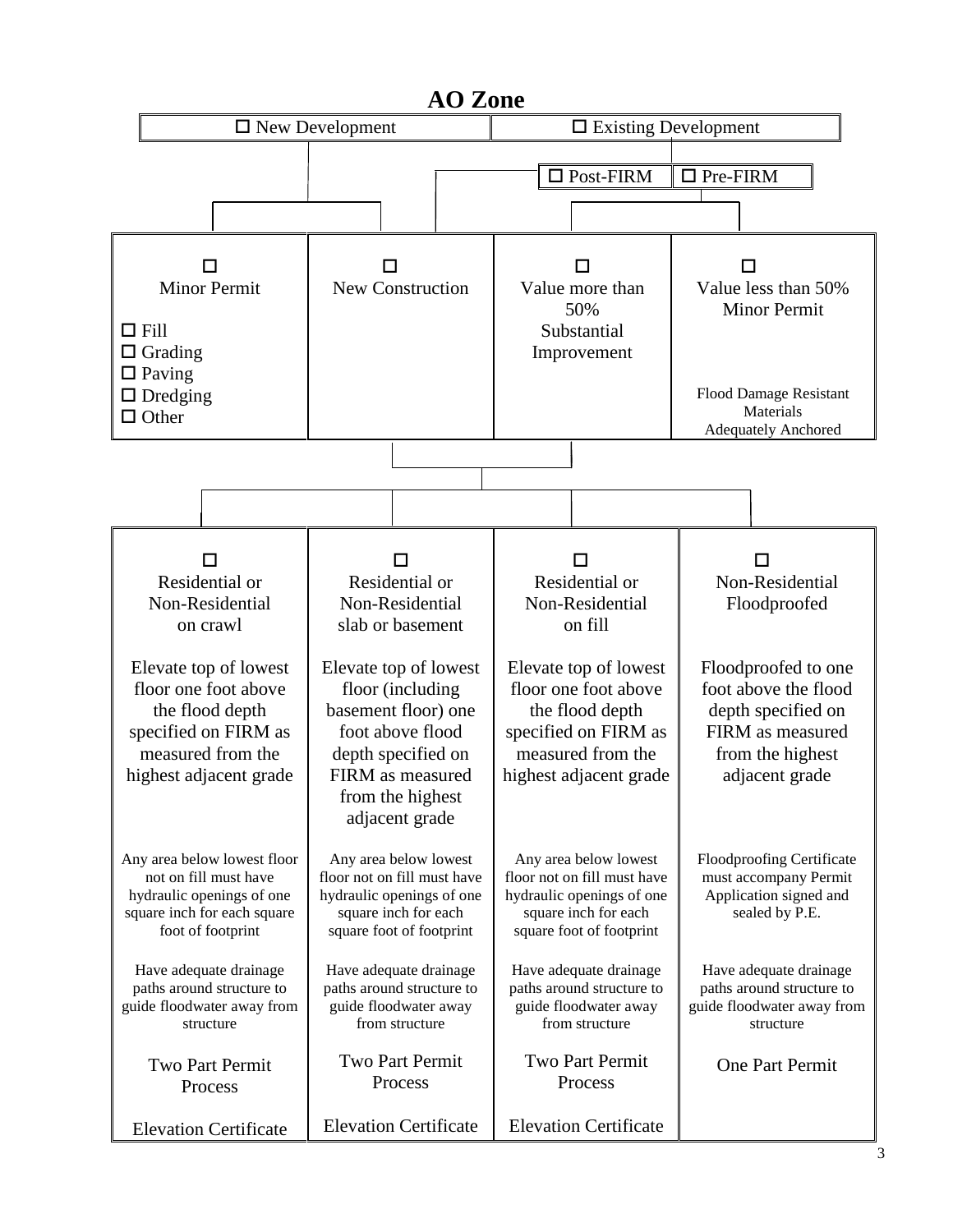# AO Zone

| ☐ New Development | | ☐ Existing Development | |
|---|---|---|---|
| | | ☐ Post-FIRM | ☐ Pre-FIRM |
| ☐ Minor Permit<br><br>☐ Fill<br>☐ Grading<br>☐ Paving<br>☐ Dredging<br>☐ Other | ☐ New Construction | ☐ Value more than 50% Substantial Improvement | ☐ Value less than 50% Minor Permit<br><br>Flood Damage Resistant Materials Adequately Anchored |

| ☐ Residential or Non-Residential on crawl | ☐ Residential or Non-Residential slab or basement | ☐ Residential or Non-Residential on fill | ☐ Non-Residential Floodproofed |
|---|---|---|---|
| Elevate top of lowest floor one foot above the flood depth specified on FIRM as measured from the highest adjacent grade | Elevate top of lowest floor (including basement floor) one foot above flood depth specified on FIRM as measured from the highest adjacent grade | Elevate top of lowest floor one foot above the flood depth specified on FIRM as measured from the highest adjacent grade | Floodproofed to one foot above the flood depth specified on FIRM as measured from the highest adjacent grade |
| Any area below lowest floor not on fill must have hydraulic openings of one square inch for each square foot of footprint | Any area below lowest floor not on fill must have hydraulic openings of one square inch for each square foot of footprint | Any area below lowest floor not on fill must have hydraulic openings of one square inch for each square foot of footprint | Floodproofing Certificate must accompany Permit Application signed and sealed by P.E. |
| Have adequate drainage paths around structure to guide floodwater away from structure | Have adequate drainage paths around structure to guide floodwater away from structure | Have adequate drainage paths around structure to guide floodwater away from structure | Have adequate drainage paths around structure to guide floodwater away from structure |
| Two Part Permit Process | Two Part Permit Process | Two Part Permit Process | One Part Permit |
| Elevation Certificate | Elevation Certificate | Elevation Certificate | |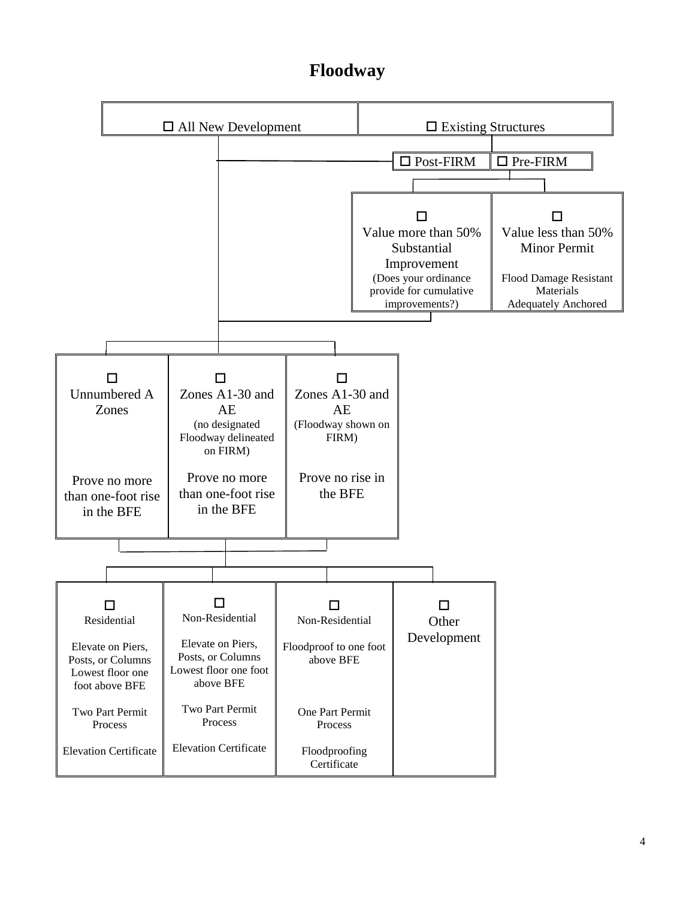# Floodway

- ☐ All New Development
- ☐ Existing Structures
  - ☐ Post-FIRM
  - ☐ Pre-FIRM
    - ☐ Value more than 50% Substantial Improvement (Does your ordinance provide for cumulative improvements?)
    - ☐ Value less than 50% Minor Permit
      - Flood Damage Resistant Materials
      - Adequately Anchored

All New Development, Post-FIRM, and Substantial Improvement lead to:

| ☐ Unnumbered A Zones | ☐ Zones A1-30 and AE (no designated Floodway delineated on FIRM) | ☐ Zones A1-30 and AE (Floodway shown on FIRM) |
|---|---|---|
| Prove no more than one-foot rise in the BFE | Prove no more than one-foot rise in the BFE | Prove no rise in the BFE |

These lead to:

| ☐ Residential | ☐ Non-Residential | ☐ Non-Residential | ☐ Other Development |
|---|---|---|---|
| Elevate on Piers, Posts, or Columns Lowest floor one foot above BFE | Elevate on Piers, Posts, or Columns Lowest floor one foot above BFE | Floodproof to one foot above BFE | |
| Two Part Permit Process | Two Part Permit Process | One Part Permit Process | |
| Elevation Certificate | Elevation Certificate | Floodproofing Certificate | |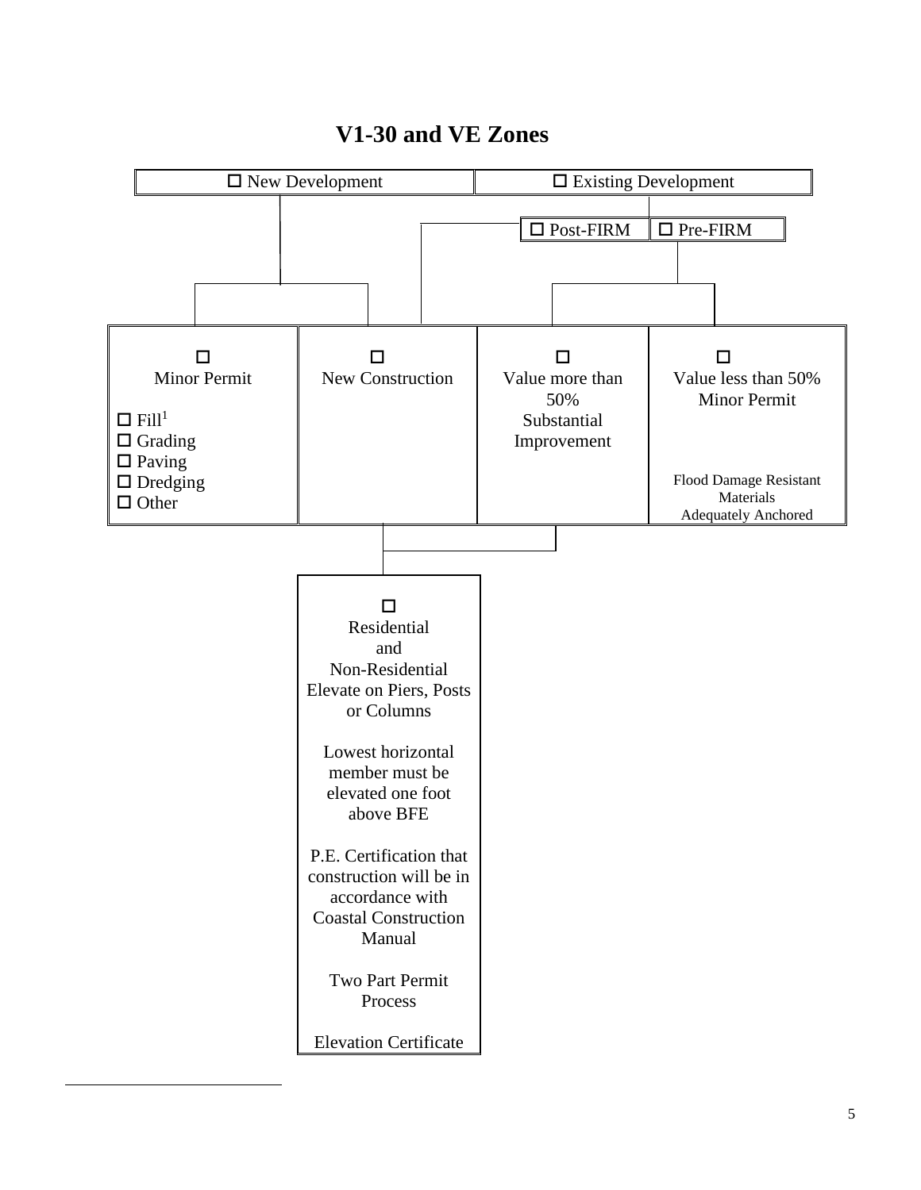# V1-30 and VE Zones

☐ New Development

☐ Existing Development

☐ Post-FIRM

☐ Pre-FIRM

☐
Minor Permit

☐ Fill[1]
☐ Grading
☐ Paving
☐ Dredging
☐ Other

☐
New Construction

☐
Value more than 50%
Substantial Improvement

☐
Value less than 50%
Minor Permit

Flood Damage Resistant Materials
Adequately Anchored

☐
Residential
and
Non-Residential
Elevate on Piers, Posts or Columns

Lowest horizontal member must be elevated one foot above BFE

P.E. Certification that construction will be in accordance with Coastal Construction Manual

Two Part Permit Process

Elevation Certificate